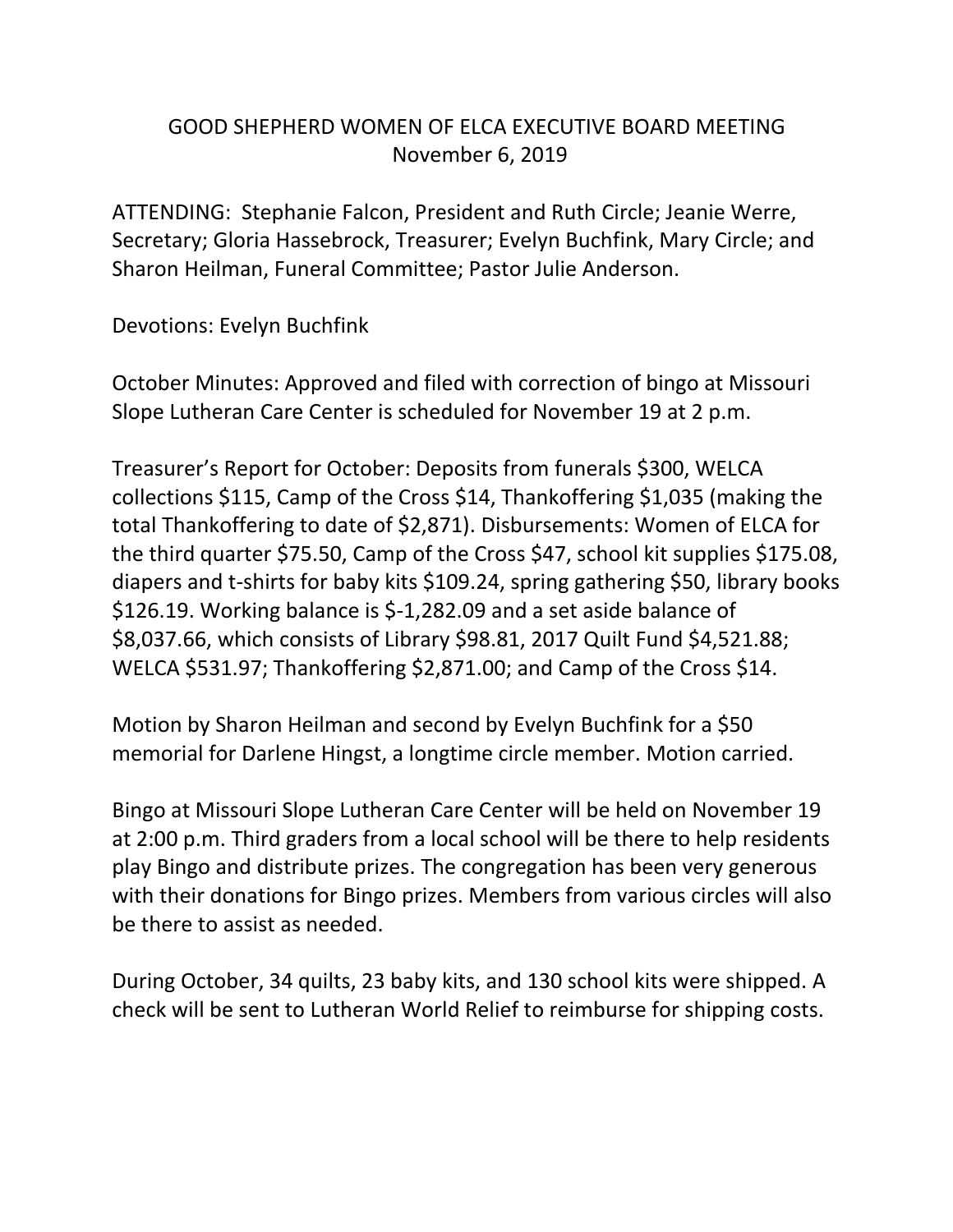# GOOD SHEPHERD WOMEN OF ELCA EXECUTIVE BOARD MEETING
## November 6, 2019

ATTENDING: Stephanie Falcon, President and Ruth Circle; Jeanie Werre, Secretary; Gloria Hassebrock, Treasurer; Evelyn Buchfink, Mary Circle; and Sharon Heilman, Funeral Committee; Pastor Julie Anderson.

Devotions: Evelyn Buchfink

October Minutes: Approved and filed with correction of bingo at Missouri Slope Lutheran Care Center is scheduled for November 19 at 2 p.m.

Treasurer's Report for October: Deposits from funerals $300, WELCA collections $115, Camp of the Cross $14, Thankoffering $1,035 (making the total Thankoffering to date of $2,871). Disbursements: Women of ELCA for the third quarter $75.50, Camp of the Cross $47, school kit supplies $175.08, diapers and t-shirts for baby kits $109.24, spring gathering $50, library books $126.19. Working balance is $-1,282.09 and a set aside balance of $8,037.66, which consists of Library $98.81, 2017 Quilt Fund $4,521.88; WELCA $531.97; Thankoffering $2,871.00; and Camp of the Cross $14.

Motion by Sharon Heilman and second by Evelyn Buchfink for a $50 memorial for Darlene Hingst, a longtime circle member. Motion carried.

Bingo at Missouri Slope Lutheran Care Center will be held on November 19 at 2:00 p.m. Third graders from a local school will be there to help residents play Bingo and distribute prizes. The congregation has been very generous with their donations for Bingo prizes. Members from various circles will also be there to assist as needed.

During October, 34 quilts, 23 baby kits, and 130 school kits were shipped. A check will be sent to Lutheran World Relief to reimburse for shipping costs.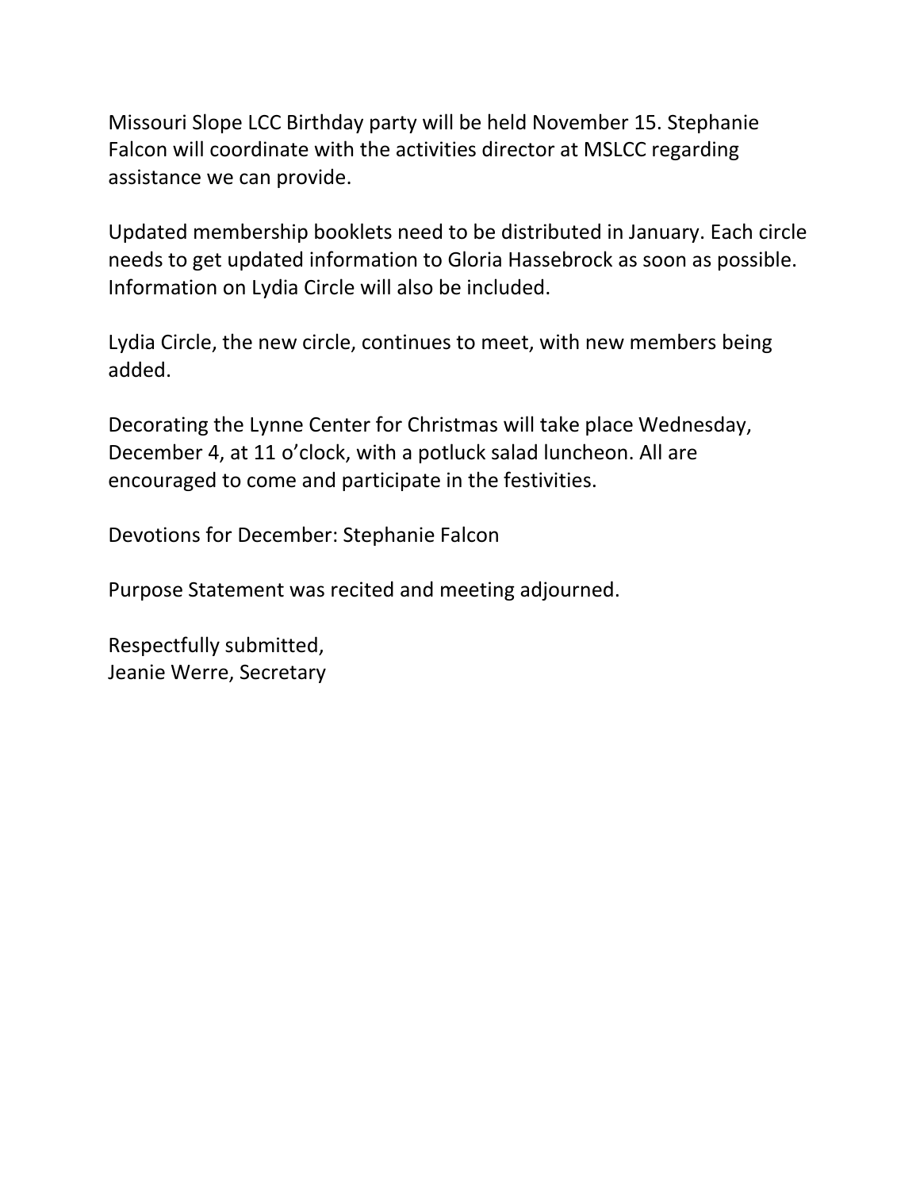Missouri Slope LCC Birthday party will be held November 15. Stephanie Falcon will coordinate with the activities director at MSLCC regarding assistance we can provide.

Updated membership booklets need to be distributed in January. Each circle needs to get updated information to Gloria Hassebrock as soon as possible. Information on Lydia Circle will also be included.

Lydia Circle, the new circle, continues to meet, with new members being added.

Decorating the Lynne Center for Christmas will take place Wednesday, December 4, at 11 o'clock, with a potluck salad luncheon. All are encouraged to come and participate in the festivities.

Devotions for December: Stephanie Falcon

Purpose Statement was recited and meeting adjourned.

Respectfully submitted,
Jeanie Werre, Secretary